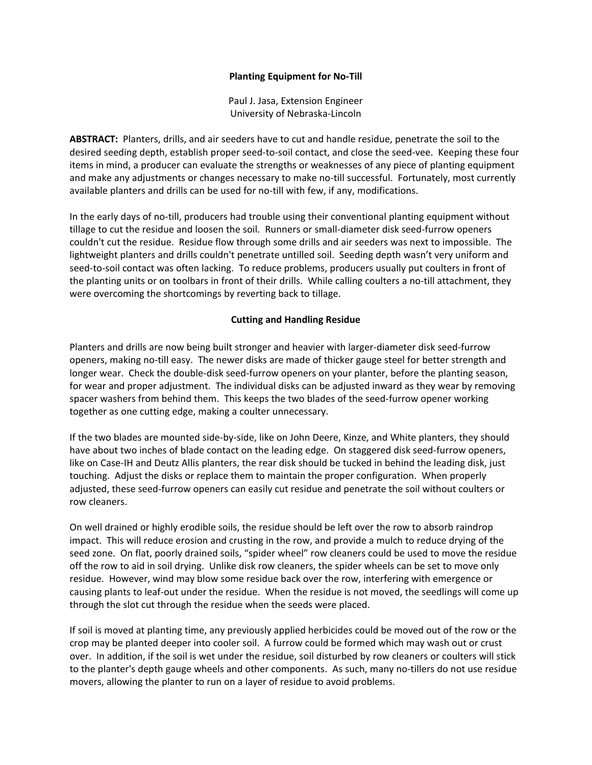# Planting Equipment for No-Till

Paul J. Jasa, Extension Engineer
University of Nebraska-Lincoln

**ABSTRACT:** Planters, drills, and air seeders have to cut and handle residue, penetrate the soil to the desired seeding depth, establish proper seed-to-soil contact, and close the seed-vee. Keeping these four items in mind, a producer can evaluate the strengths or weaknesses of any piece of planting equipment and make any adjustments or changes necessary to make no-till successful. Fortunately, most currently available planters and drills can be used for no-till with few, if any, modifications.

In the early days of no-till, producers had trouble using their conventional planting equipment without tillage to cut the residue and loosen the soil. Runners or small-diameter disk seed-furrow openers couldn't cut the residue. Residue flow through some drills and air seeders was next to impossible. The lightweight planters and drills couldn't penetrate untilled soil. Seeding depth wasn't very uniform and seed-to-soil contact was often lacking. To reduce problems, producers usually put coulters in front of the planting units or on toolbars in front of their drills. While calling coulters a no-till attachment, they were overcoming the shortcomings by reverting back to tillage.

## Cutting and Handling Residue

Planters and drills are now being built stronger and heavier with larger-diameter disk seed-furrow openers, making no-till easy. The newer disks are made of thicker gauge steel for better strength and longer wear. Check the double-disk seed-furrow openers on your planter, before the planting season, for wear and proper adjustment. The individual disks can be adjusted inward as they wear by removing spacer washers from behind them. This keeps the two blades of the seed-furrow opener working together as one cutting edge, making a coulter unnecessary.

If the two blades are mounted side-by-side, like on John Deere, Kinze, and White planters, they should have about two inches of blade contact on the leading edge. On staggered disk seed-furrow openers, like on Case-IH and Deutz Allis planters, the rear disk should be tucked in behind the leading disk, just touching. Adjust the disks or replace them to maintain the proper configuration. When properly adjusted, these seed-furrow openers can easily cut residue and penetrate the soil without coulters or row cleaners.

On well drained or highly erodible soils, the residue should be left over the row to absorb raindrop impact. This will reduce erosion and crusting in the row, and provide a mulch to reduce drying of the seed zone. On flat, poorly drained soils, "spider wheel" row cleaners could be used to move the residue off the row to aid in soil drying. Unlike disk row cleaners, the spider wheels can be set to move only residue. However, wind may blow some residue back over the row, interfering with emergence or causing plants to leaf-out under the residue. When the residue is not moved, the seedlings will come up through the slot cut through the residue when the seeds were placed.

If soil is moved at planting time, any previously applied herbicides could be moved out of the row or the crop may be planted deeper into cooler soil. A furrow could be formed which may wash out or crust over. In addition, if the soil is wet under the residue, soil disturbed by row cleaners or coulters will stick to the planter's depth gauge wheels and other components. As such, many no-tillers do not use residue movers, allowing the planter to run on a layer of residue to avoid problems.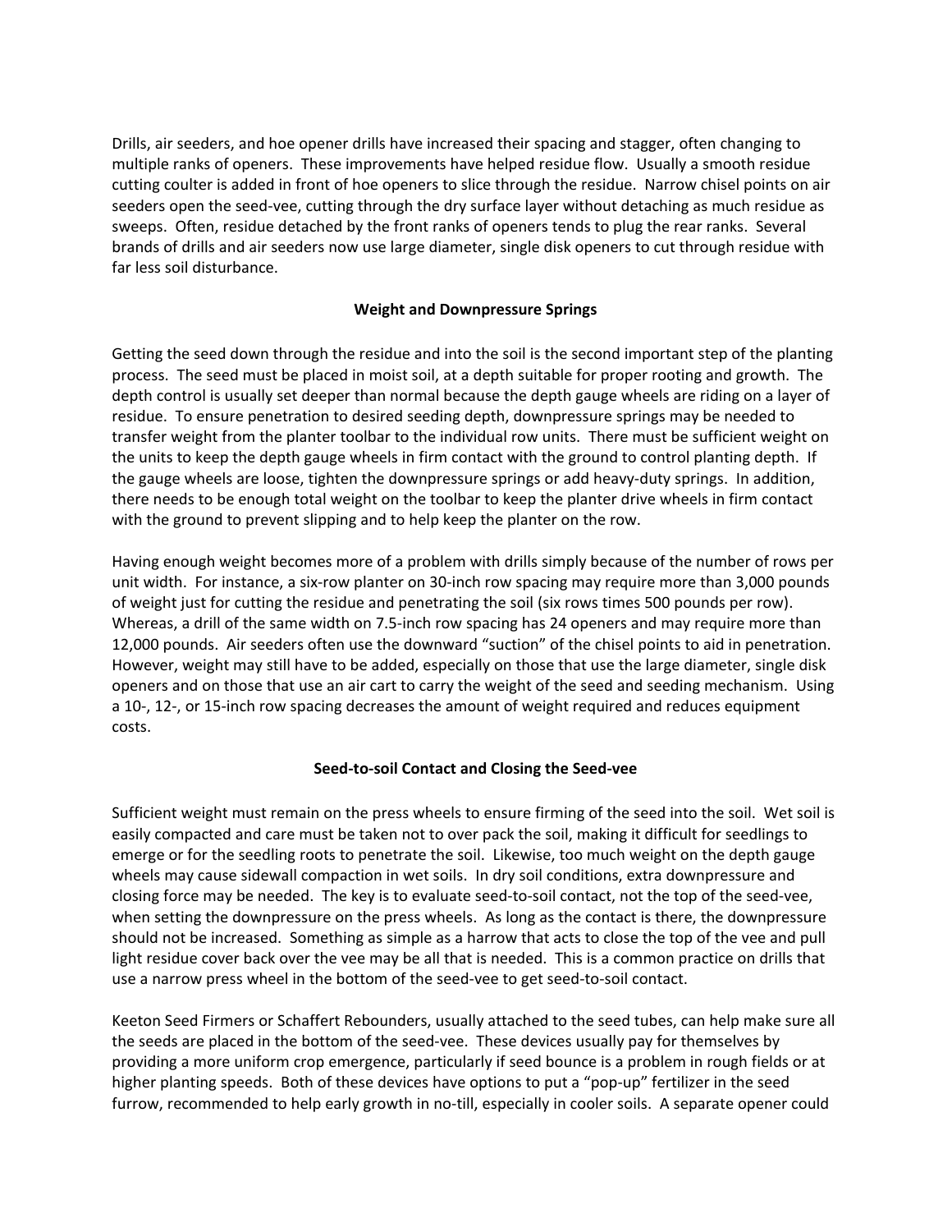Drills, air seeders, and hoe opener drills have increased their spacing and stagger, often changing to multiple ranks of openers. These improvements have helped residue flow. Usually a smooth residue cutting coulter is added in front of hoe openers to slice through the residue. Narrow chisel points on air seeders open the seed-vee, cutting through the dry surface layer without detaching as much residue as sweeps. Often, residue detached by the front ranks of openers tends to plug the rear ranks. Several brands of drills and air seeders now use large diameter, single disk openers to cut through residue with far less soil disturbance.

### Weight and Downpressure Springs

Getting the seed down through the residue and into the soil is the second important step of the planting process. The seed must be placed in moist soil, at a depth suitable for proper rooting and growth. The depth control is usually set deeper than normal because the depth gauge wheels are riding on a layer of residue. To ensure penetration to desired seeding depth, downpressure springs may be needed to transfer weight from the planter toolbar to the individual row units. There must be sufficient weight on the units to keep the depth gauge wheels in firm contact with the ground to control planting depth. If the gauge wheels are loose, tighten the downpressure springs or add heavy-duty springs. In addition, there needs to be enough total weight on the toolbar to keep the planter drive wheels in firm contact with the ground to prevent slipping and to help keep the planter on the row.

Having enough weight becomes more of a problem with drills simply because of the number of rows per unit width. For instance, a six-row planter on 30-inch row spacing may require more than 3,000 pounds of weight just for cutting the residue and penetrating the soil (six rows times 500 pounds per row). Whereas, a drill of the same width on 7.5-inch row spacing has 24 openers and may require more than 12,000 pounds. Air seeders often use the downward "suction" of the chisel points to aid in penetration. However, weight may still have to be added, especially on those that use the large diameter, single disk openers and on those that use an air cart to carry the weight of the seed and seeding mechanism. Using a 10-, 12-, or 15-inch row spacing decreases the amount of weight required and reduces equipment costs.

### Seed-to-soil Contact and Closing the Seed-vee

Sufficient weight must remain on the press wheels to ensure firming of the seed into the soil. Wet soil is easily compacted and care must be taken not to over pack the soil, making it difficult for seedlings to emerge or for the seedling roots to penetrate the soil. Likewise, too much weight on the depth gauge wheels may cause sidewall compaction in wet soils. In dry soil conditions, extra downpressure and closing force may be needed. The key is to evaluate seed-to-soil contact, not the top of the seed-vee, when setting the downpressure on the press wheels. As long as the contact is there, the downpressure should not be increased. Something as simple as a harrow that acts to close the top of the vee and pull light residue cover back over the vee may be all that is needed. This is a common practice on drills that use a narrow press wheel in the bottom of the seed-vee to get seed-to-soil contact.

Keeton Seed Firmers or Schaffert Rebounders, usually attached to the seed tubes, can help make sure all the seeds are placed in the bottom of the seed-vee. These devices usually pay for themselves by providing a more uniform crop emergence, particularly if seed bounce is a problem in rough fields or at higher planting speeds. Both of these devices have options to put a "pop-up" fertilizer in the seed furrow, recommended to help early growth in no-till, especially in cooler soils. A separate opener could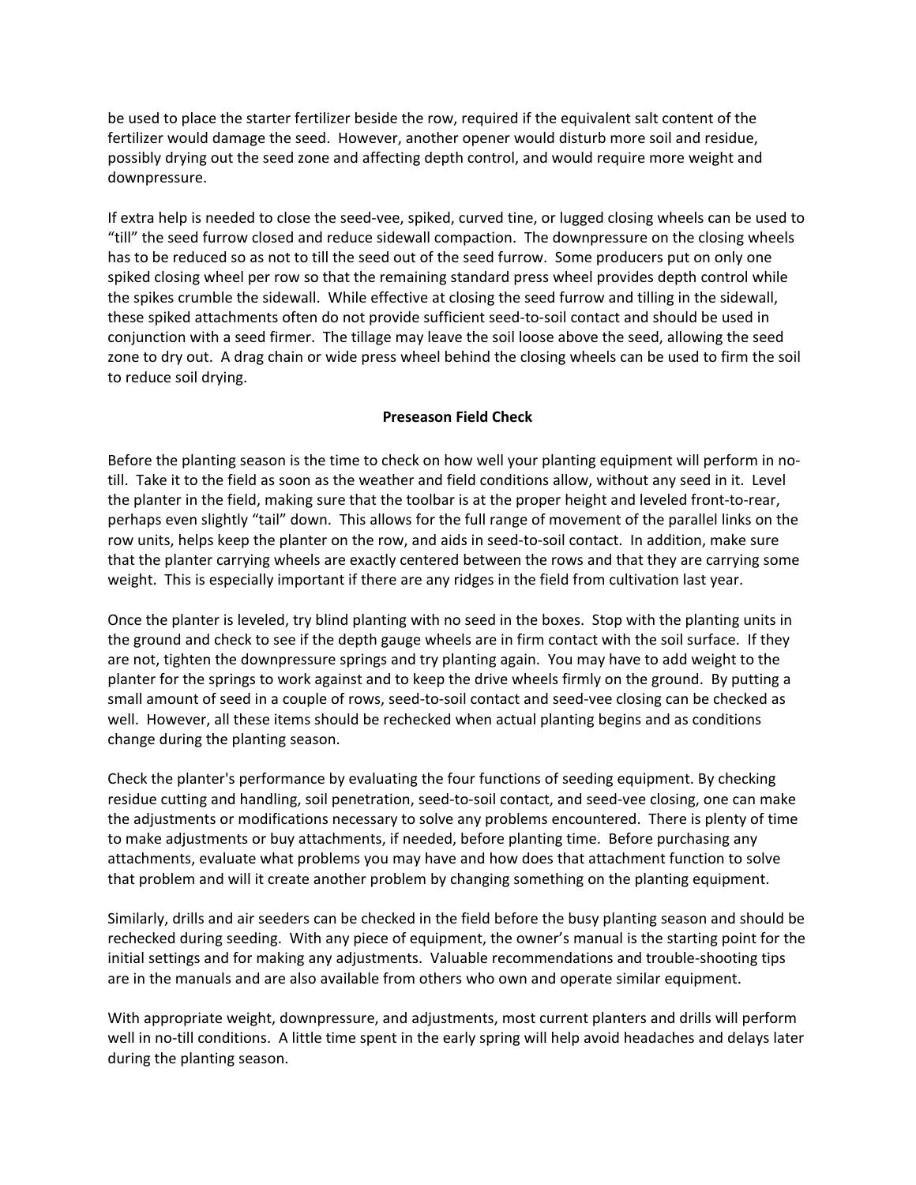be used to place the starter fertilizer beside the row, required if the equivalent salt content of the fertilizer would damage the seed. However, another opener would disturb more soil and residue, possibly drying out the seed zone and affecting depth control, and would require more weight and downpressure.

If extra help is needed to close the seed-vee, spiked, curved tine, or lugged closing wheels can be used to "till" the seed furrow closed and reduce sidewall compaction. The downpressure on the closing wheels has to be reduced so as not to till the seed out of the seed furrow. Some producers put on only one spiked closing wheel per row so that the remaining standard press wheel provides depth control while the spikes crumble the sidewall. While effective at closing the seed furrow and tilling in the sidewall, these spiked attachments often do not provide sufficient seed-to-soil contact and should be used in conjunction with a seed firmer. The tillage may leave the soil loose above the seed, allowing the seed zone to dry out. A drag chain or wide press wheel behind the closing wheels can be used to firm the soil to reduce soil drying.

## Preseason Field Check

Before the planting season is the time to check on how well your planting equipment will perform in no-till. Take it to the field as soon as the weather and field conditions allow, without any seed in it. Level the planter in the field, making sure that the toolbar is at the proper height and leveled front-to-rear, perhaps even slightly "tail" down. This allows for the full range of movement of the parallel links on the row units, helps keep the planter on the row, and aids in seed-to-soil contact. In addition, make sure that the planter carrying wheels are exactly centered between the rows and that they are carrying some weight. This is especially important if there are any ridges in the field from cultivation last year.

Once the planter is leveled, try blind planting with no seed in the boxes. Stop with the planting units in the ground and check to see if the depth gauge wheels are in firm contact with the soil surface. If they are not, tighten the downpressure springs and try planting again. You may have to add weight to the planter for the springs to work against and to keep the drive wheels firmly on the ground. By putting a small amount of seed in a couple of rows, seed-to-soil contact and seed-vee closing can be checked as well. However, all these items should be rechecked when actual planting begins and as conditions change during the planting season.

Check the planter's performance by evaluating the four functions of seeding equipment. By checking residue cutting and handling, soil penetration, seed-to-soil contact, and seed-vee closing, one can make the adjustments or modifications necessary to solve any problems encountered. There is plenty of time to make adjustments or buy attachments, if needed, before planting time. Before purchasing any attachments, evaluate what problems you may have and how does that attachment function to solve that problem and will it create another problem by changing something on the planting equipment.

Similarly, drills and air seeders can be checked in the field before the busy planting season and should be rechecked during seeding. With any piece of equipment, the owner's manual is the starting point for the initial settings and for making any adjustments. Valuable recommendations and trouble-shooting tips are in the manuals and are also available from others who own and operate similar equipment.

With appropriate weight, downpressure, and adjustments, most current planters and drills will perform well in no-till conditions. A little time spent in the early spring will help avoid headaches and delays later during the planting season.